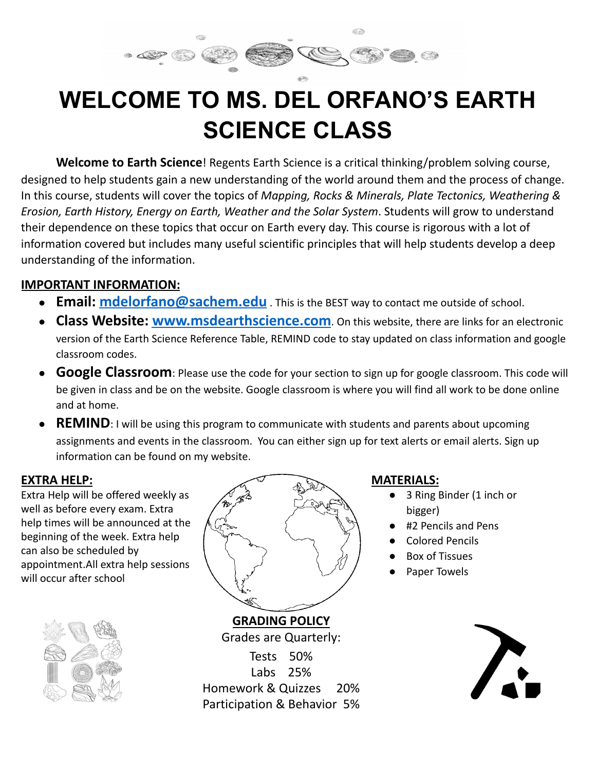# WELCOME TO MS. DEL ORFANO'S EARTH SCIENCE CLASS

**Welcome to Earth Science**! Regents Earth Science is a critical thinking/problem solving course, designed to help students gain a new understanding of the world around them and the process of change. In this course, students will cover the topics of *Mapping, Rocks & Minerals, Plate Tectonics, Weathering & Erosion, Earth History, Energy on Earth, Weather and the Solar System*. Students will grow to understand their dependence on these topics that occur on Earth every day. This course is rigorous with a lot of information covered but includes many useful scientific principles that will help students develop a deep understanding of the information.

## IMPORTANT INFORMATION:

- **Email: mdelorfano@sachem.edu** . This is the BEST way to contact me outside of school.
- **Class Website: www.msdearthscience.com**. On this website, there are links for an electronic version of the Earth Science Reference Table, REMIND code to stay updated on class information and google classroom codes.
- **Google Classroom**: Please use the code for your section to sign up for google classroom. This code will be given in class and be on the website. Google classroom is where you will find all work to be done online and at home.
- **REMIND**: I will be using this program to communicate with students and parents about upcoming assignments and events in the classroom. You can either sign up for text alerts or email alerts. Sign up information can be found on my website.

## EXTRA HELP:

Extra Help will be offered weekly as well as before every exam. Extra help times will be announced at the beginning of the week. Extra help can also be scheduled by appointment.All extra help sessions will occur after school

## MATERIALS:

- 3 Ring Binder (1 inch or bigger)
- #2 Pencils and Pens
- Colored Pencils
- Box of Tissues
- Paper Towels

## GRADING POLICY

Grades are Quarterly:

Tests 50%

Labs 25%

Homework & Quizzes 20%

Participation & Behavior 5%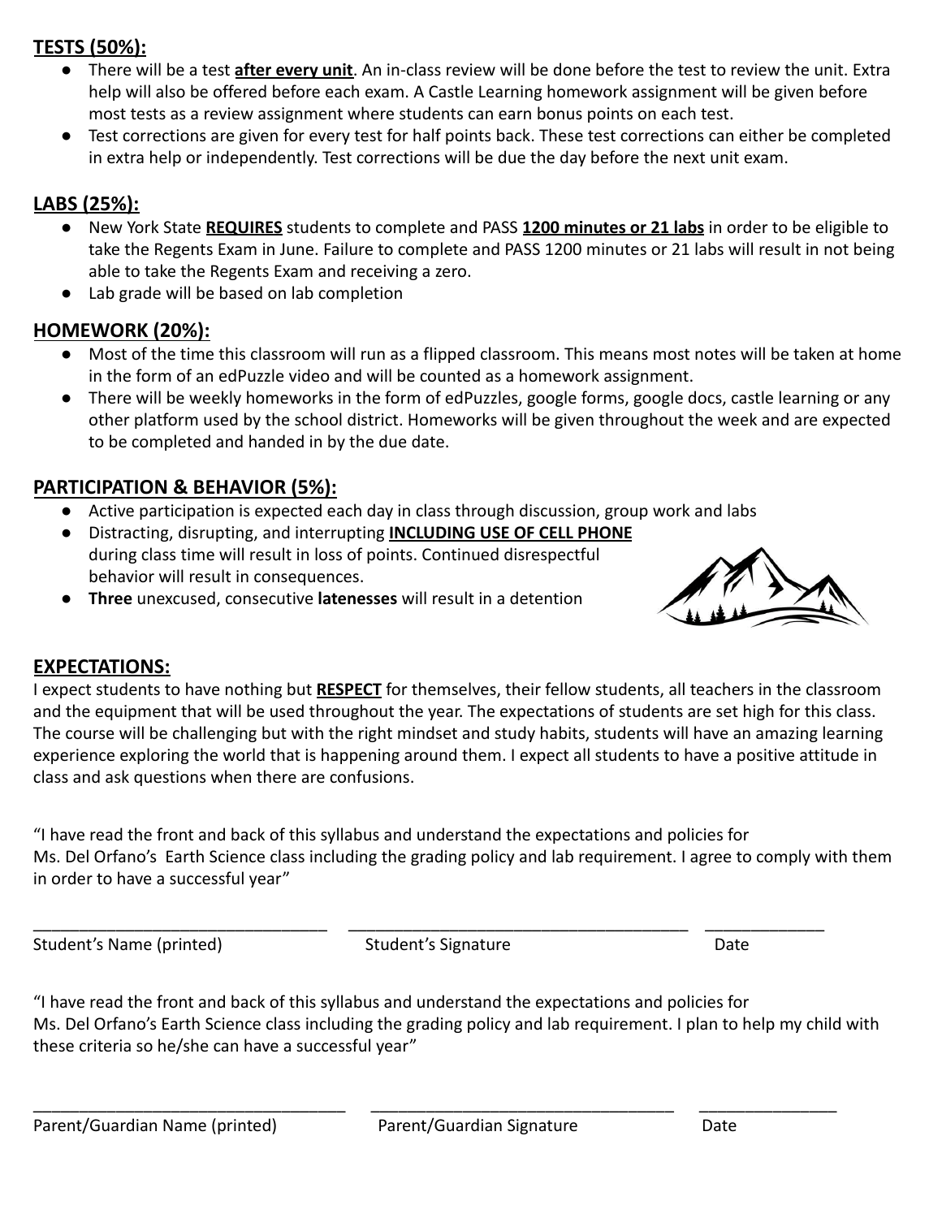## TESTS (50%):

- There will be a test **after every unit**. An in-class review will be done before the test to review the unit. Extra help will also be offered before each exam. A Castle Learning homework assignment will be given before most tests as a review assignment where students can earn bonus points on each test.
- Test corrections are given for every test for half points back. These test corrections can either be completed in extra help or independently. Test corrections will be due the day before the next unit exam.

## LABS (25%):

- New York State **REQUIRES** students to complete and PASS **1200 minutes or 21 labs** in order to be eligible to take the Regents Exam in June. Failure to complete and PASS 1200 minutes or 21 labs will result in not being able to take the Regents Exam and receiving a zero.
- Lab grade will be based on lab completion

## HOMEWORK (20%):

- Most of the time this classroom will run as a flipped classroom. This means most notes will be taken at home in the form of an edPuzzle video and will be counted as a homework assignment.
- There will be weekly homeworks in the form of edPuzzles, google forms, google docs, castle learning or any other platform used by the school district. Homeworks will be given throughout the week and are expected to be completed and handed in by the due date.

## PARTICIPATION & BEHAVIOR (5%):

- Active participation is expected each day in class through discussion, group work and labs
- Distracting, disrupting, and interrupting **INCLUDING USE OF CELL PHONE** during class time will result in loss of points. Continued disrespectful behavior will result in consequences.
- **Three** unexcused, consecutive **latenesses** will result in a detention

## EXPECTATIONS:

I expect students to have nothing but **RESPECT** for themselves, their fellow students, all teachers in the classroom and the equipment that will be used throughout the year. The expectations of students are set high for this class. The course will be challenging but with the right mindset and study habits, students will have an amazing learning experience exploring the world that is happening around them. I expect all students to have a positive attitude in class and ask questions when there are confusions.

"I have read the front and back of this syllabus and understand the expectations and policies for Ms. Del Orfano's Earth Science class including the grading policy and lab requirement. I agree to comply with them in order to have a successful year"

________________________________ ____________________________________ _____________

Student's Name (printed) Student's Signature Date

"I have read the front and back of this syllabus and understand the expectations and policies for Ms. Del Orfano's Earth Science class including the grading policy and lab requirement. I plan to help my child with these criteria so he/she can have a successful year"

__________________________________ _________________________________ _______________

Parent/Guardian Name (printed) Parent/Guardian Signature Date